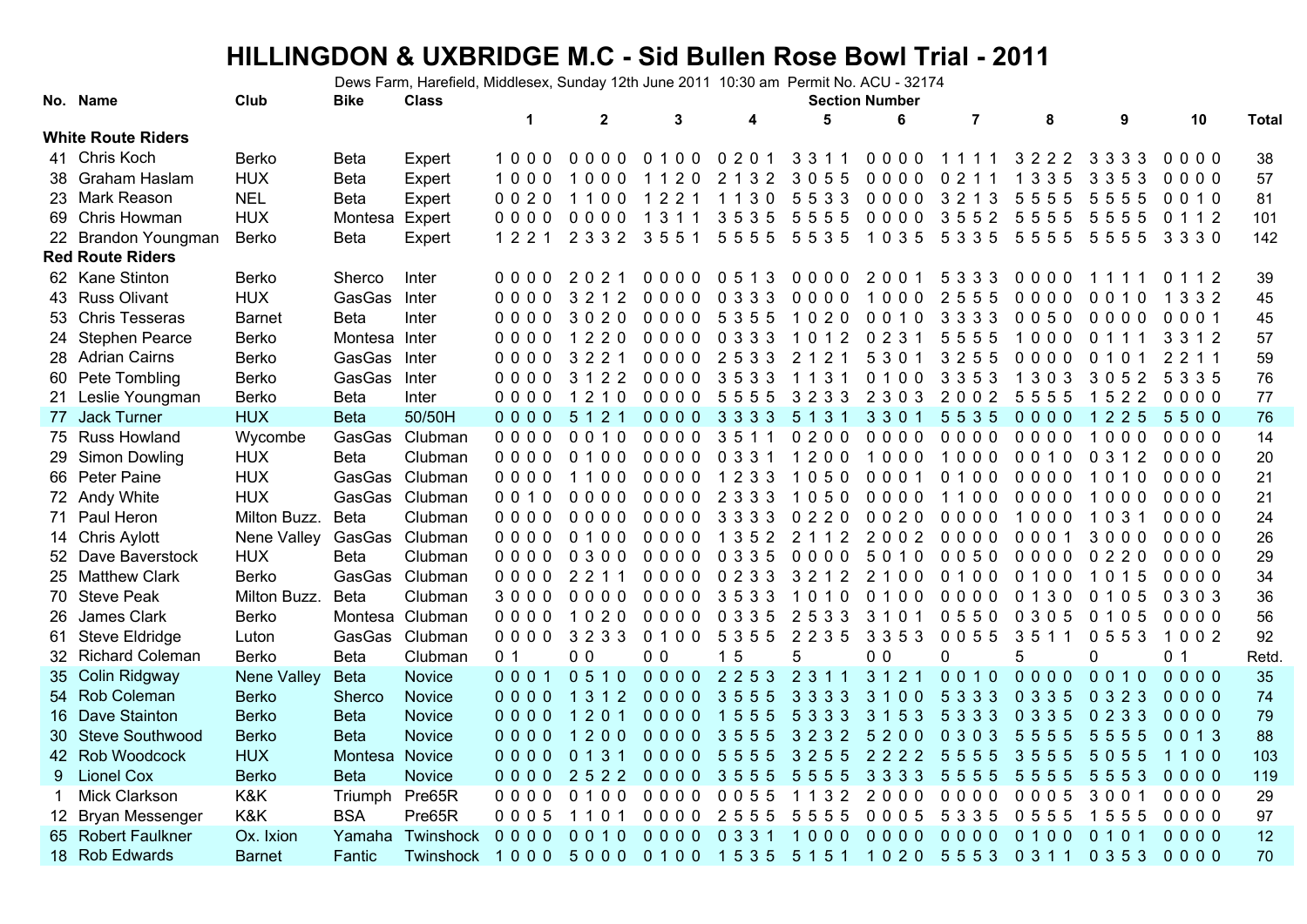# HILLINGDON & UXBRIDGE M.C - Sid Bullen Rose Bowl Trial - 2011

Dews Farm, Harefield, Middlesex, Sunday 12th June 2011 10:30 am Permit No. ACU - 32174

| No. | Name | Club | Bike | Class | 1 | 2 | 3 | 4 | 5 | 6 | 7 | 8 | 9 | 10 | Total |
|---|---|---|---|---|---|---|---|---|---|---|---|---|---|---|---|
| **White Route Riders** | | | | | | | | | | | | | | | |
| 41 | Chris Koch | Berko | Beta | Expert | 1 0 0 0 | 0 0 0 0 | 0 1 0 0 | 0 2 0 1 | 3 3 1 1 | 0 0 0 0 | 1 1 1 1 | 3 2 2 2 | 3 3 3 3 | 0 0 0 0 | 38 |
| 38 | Graham Haslam | HUX | Beta | Expert | 1 0 0 0 | 1 0 0 0 | 1 1 2 0 | 2 1 3 2 | 3 0 5 5 | 0 0 0 0 | 0 2 1 1 | 1 3 3 5 | 3 3 5 3 | 0 0 0 0 | 57 |
| 23 | Mark Reason | NEL | Beta | Expert | 0 0 2 0 | 1 1 0 0 | 1 2 2 1 | 1 1 3 0 | 5 5 3 3 | 0 0 0 0 | 3 2 1 3 | 5 5 5 5 | 5 5 5 5 | 0 0 1 0 | 81 |
| 69 | Chris Howman | HUX | Montesa | Expert | 0 0 0 0 | 0 0 0 0 | 1 3 1 1 | 3 5 3 5 | 5 5 5 5 | 0 0 0 0 | 3 5 5 2 | 5 5 5 5 | 5 5 5 5 | 0 1 1 2 | 101 |
| 22 | Brandon Youngman | Berko | Beta | Expert | 1 2 2 1 | 2 3 3 2 | 3 5 5 1 | 5 5 5 5 | 5 5 3 5 | 1 0 3 5 | 5 3 3 5 | 5 5 5 5 | 5 5 5 5 | 3 3 3 0 | 142 |
| **Red Route Riders** | | | | | | | | | | | | | | | |
| 62 | Kane Stinton | Berko | Sherco | Inter | 0 0 0 0 | 2 0 2 1 | 0 0 0 0 | 0 5 1 3 | 0 0 0 0 | 2 0 0 1 | 5 3 3 3 | 0 0 0 0 | 1 1 1 1 | 0 1 1 2 | 39 |
| 43 | Russ Olivant | HUX | GasGas | Inter | 0 0 0 0 | 3 2 1 2 | 0 0 0 0 | 0 3 3 3 | 0 0 0 0 | 1 0 0 0 | 2 5 5 5 | 0 0 0 0 | 0 0 1 0 | 1 3 3 2 | 45 |
| 53 | Chris Tesseras | Barnet | Beta | Inter | 0 0 0 0 | 3 0 2 0 | 0 0 0 0 | 5 3 5 5 | 1 0 2 0 | 0 0 1 0 | 3 3 3 3 | 0 0 5 0 | 0 0 0 0 | 0 0 0 1 | 45 |
| 24 | Stephen Pearce | Berko | Montesa | Inter | 0 0 0 0 | 1 2 2 0 | 0 0 0 0 | 0 3 3 3 | 1 0 1 2 | 0 2 3 1 | 5 5 5 5 | 1 0 0 0 | 0 1 1 1 | 3 3 1 2 | 57 |
| 28 | Adrian Cairns | Berko | GasGas | Inter | 0 0 0 0 | 3 2 2 1 | 0 0 0 0 | 2 5 3 3 | 2 1 2 1 | 5 3 0 1 | 3 2 5 5 | 0 0 0 0 | 0 1 0 1 | 2 2 1 1 | 59 |
| 60 | Pete Tombling | Berko | GasGas | Inter | 0 0 0 0 | 3 1 2 2 | 0 0 0 0 | 3 5 3 3 | 1 1 3 1 | 0 1 0 0 | 3 3 5 3 | 1 3 0 3 | 3 0 5 2 | 5 3 3 5 | 76 |
| 21 | Leslie Youngman | Berko | Beta | Inter | 0 0 0 0 | 1 2 1 0 | 0 0 0 0 | 5 5 5 5 | 3 2 3 3 | 2 3 0 3 | 2 0 0 2 | 5 5 5 5 | 1 5 2 2 | 0 0 0 0 | 77 |
| 77 | Jack Turner | HUX | Beta | 50/50H | 0 0 0 0 | 5 1 2 1 | 0 0 0 0 | 3 3 3 3 | 5 1 3 1 | 3 3 0 1 | 5 5 3 5 | 0 0 0 0 | 1 2 2 5 | 5 5 0 0 | 76 |
| 75 | Russ Howland | Wycombe | GasGas | Clubman | 0 0 0 0 | 0 0 1 0 | 0 0 0 0 | 3 5 1 1 | 0 2 0 0 | 0 0 0 0 | 0 0 0 0 | 0 0 0 0 | 1 0 0 0 | 0 0 0 0 | 14 |
| 29 | Simon Dowling | HUX | Beta | Clubman | 0 0 0 0 | 0 1 0 0 | 0 0 0 0 | 0 3 3 1 | 1 2 0 0 | 1 0 0 0 | 1 0 0 0 | 0 0 1 0 | 0 3 1 2 | 0 0 0 0 | 20 |
| 66 | Peter Paine | HUX | GasGas | Clubman | 0 0 0 0 | 1 1 0 0 | 0 0 0 0 | 1 2 3 3 | 1 0 5 0 | 0 0 0 1 | 0 1 0 0 | 0 0 0 0 | 1 0 1 0 | 0 0 0 0 | 21 |
| 72 | Andy White | HUX | GasGas | Clubman | 0 0 1 0 | 0 0 0 0 | 0 0 0 0 | 2 3 3 3 | 1 0 5 0 | 0 0 0 0 | 1 1 0 0 | 0 0 0 0 | 1 0 0 0 | 0 0 0 0 | 21 |
| 71 | Paul Heron | Milton Buzz. | Beta | Clubman | 0 0 0 0 | 0 0 0 0 | 0 0 0 0 | 3 3 3 3 | 0 2 2 0 | 0 0 2 0 | 0 0 0 0 | 1 0 0 0 | 1 0 3 1 | 0 0 0 0 | 24 |
| 14 | Chris Aylott | Nene Valley | GasGas | Clubman | 0 0 0 0 | 0 1 0 0 | 0 0 0 0 | 1 3 5 2 | 2 1 1 2 | 2 0 0 2 | 0 0 0 0 | 0 0 0 1 | 3 0 0 0 | 0 0 0 0 | 26 |
| 52 | Dave Baverstock | HUX | Beta | Clubman | 0 0 0 0 | 0 3 0 0 | 0 0 0 0 | 0 3 3 5 | 0 0 0 0 | 5 0 1 0 | 0 0 5 0 | 0 0 0 0 | 0 2 2 0 | 0 0 0 0 | 29 |
| 25 | Matthew Clark | Berko | GasGas | Clubman | 0 0 0 0 | 2 2 1 1 | 0 0 0 0 | 0 2 3 3 | 3 2 1 2 | 2 1 0 0 | 0 1 0 0 | 0 1 0 0 | 1 0 1 5 | 0 0 0 0 | 34 |
| 70 | Steve Peak | Milton Buzz. | Beta | Clubman | 3 0 0 0 | 0 0 0 0 | 0 0 0 0 | 3 5 3 3 | 1 0 1 0 | 0 1 0 0 | 0 0 0 0 | 0 1 3 0 | 0 1 0 5 | 0 3 0 3 | 36 |
| 26 | James Clark | Berko | Montesa | Clubman | 0 0 0 0 | 1 0 2 0 | 0 0 0 0 | 0 3 3 5 | 2 5 3 3 | 3 1 0 1 | 0 5 5 0 | 0 3 0 5 | 0 1 0 5 | 0 0 0 0 | 56 |
| 61 | Steve Eldridge | Luton | GasGas | Clubman | 0 0 0 0 | 3 2 3 3 | 0 1 0 0 | 5 3 5 5 | 2 2 3 5 | 3 3 5 3 | 0 0 5 5 | 3 5 1 1 | 0 5 5 3 | 1 0 0 2 | 92 |
| 32 | Richard Coleman | Berko | Beta | Clubman | 0 1 | 0 0 | 0 0 | 1 5 | 5 | 0 0 | 0 | 5 | 0 | 0 1 | Retd. |
| 35 | Colin Ridgway | Nene Valley | Beta | Novice | 0 0 0 1 | 0 5 1 0 | 0 0 0 0 | 2 2 5 3 | 2 3 1 1 | 3 1 2 1 | 0 0 1 0 | 0 0 0 0 | 0 0 1 0 | 0 0 0 0 | 35 |
| 54 | Rob Coleman | Berko | Sherco | Novice | 0 0 0 0 | 1 3 1 2 | 0 0 0 0 | 3 5 5 5 | 3 3 3 3 | 3 1 0 0 | 5 3 3 3 | 0 3 3 5 | 0 3 2 3 | 0 0 0 0 | 74 |
| 16 | Dave Stainton | Berko | Beta | Novice | 0 0 0 0 | 1 2 0 1 | 0 0 0 0 | 1 5 5 5 | 5 3 3 3 | 3 1 5 3 | 5 3 3 3 | 0 3 3 5 | 0 2 3 3 | 0 0 0 0 | 79 |
| 30 | Steve Southwood | Berko | Beta | Novice | 0 0 0 0 | 1 2 0 0 | 0 0 0 0 | 3 5 5 5 | 3 2 3 2 | 5 2 0 0 | 0 3 0 3 | 5 5 5 5 | 5 5 5 5 | 0 0 1 3 | 88 |
| 42 | Rob Woodcock | HUX | Montesa | Novice | 0 0 0 0 | 0 1 3 1 | 0 0 0 0 | 5 5 5 5 | 3 2 5 5 | 2 2 2 2 | 5 5 5 5 | 3 5 5 5 | 5 0 5 5 | 1 1 0 0 | 103 |
| 9 | Lionel Cox | Berko | Beta | Novice | 0 0 0 0 | 2 5 2 2 | 0 0 0 0 | 3 5 5 5 | 5 5 5 5 | 3 3 3 3 | 5 5 5 5 | 5 5 5 5 | 5 5 5 3 | 0 0 0 0 | 119 |
| 1 | Mick Clarkson | K&K | Triumph | Pre65R | 0 0 0 0 | 0 1 0 0 | 0 0 0 0 | 0 0 5 5 | 1 1 3 2 | 2 0 0 0 | 0 0 0 0 | 0 0 0 5 | 3 0 0 1 | 0 0 0 0 | 29 |
| 12 | Bryan Messenger | K&K | BSA | Pre65R | 0 0 0 5 | 1 1 0 1 | 0 0 0 0 | 2 5 5 5 | 5 5 5 5 | 0 0 0 5 | 5 3 3 5 | 0 5 5 5 | 1 5 5 5 | 0 0 0 0 | 97 |
| 65 | Robert Faulkner | Ox. Ixion | Yamaha | Twinshock | 0 0 0 0 | 0 0 1 0 | 0 0 0 0 | 0 3 3 1 | 1 0 0 0 | 0 0 0 0 | 0 0 0 0 | 0 1 0 0 | 0 1 0 1 | 0 0 0 0 | 12 |
| 18 | Rob Edwards | Barnet | Fantic | Twinshock | 1 0 0 0 | 5 0 0 0 | 0 1 0 0 | 1 5 3 5 | 5 1 5 1 | 1 0 2 0 | 5 5 5 3 | 0 3 1 1 | 0 3 5 3 | 0 0 0 0 | 70 |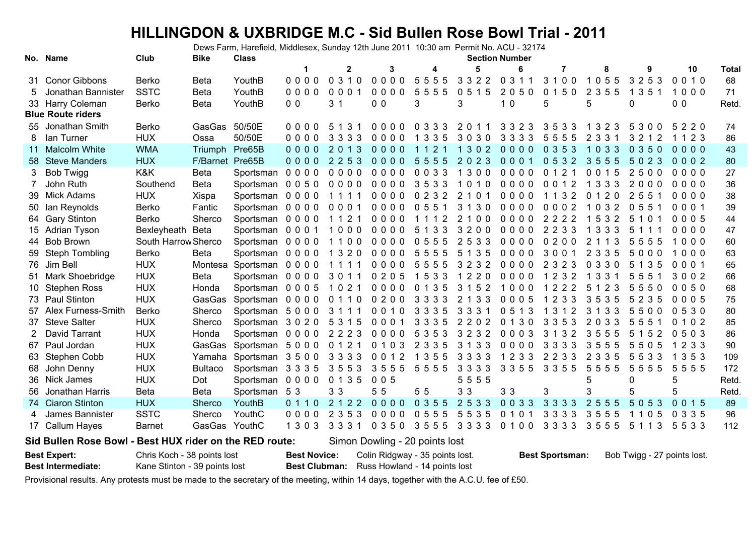# HILLINGDON & UXBRIDGE M.C - Sid Bullen Rose Bowl Trial - 2011

Dews Farm, Harefield, Middlesex, Sunday 12th June 2011 10:30 am Permit No. ACU - 32174

| No. | Name | Club | Bike | Class | 1 | 2 | 3 | 4 | 5 | 6 | 7 | 8 | 9 | 10 | Total |
|---|---|---|---|---|---|---|---|---|---|---|---|---|---|---|---|
| 31 | Conor Gibbons | Berko | Beta | YouthB | 0 0 0 0 | 0 3 1 0 | 0 0 0 0 | 5 5 5 5 | 3 3 2 2 | 0 3 1 1 | 3 1 0 0 | 1 0 5 5 | 3 2 5 3 | 0 0 1 0 | 68 |
| 5 | Jonathan Bannister | SSTC | Beta | YouthB | 0 0 0 0 | 0 0 0 1 | 0 0 0 0 | 5 5 5 5 | 0 5 1 5 | 2 0 5 0 | 0 1 5 0 | 2 3 5 5 | 1 3 5 1 | 1 0 0 0 | 71 |
| 33 | Harry Coleman | Berko | Beta | YouthB | 0 0 | 3 1 | 0 0 | 3 | 3 | 1 0 | 5 | 5 | 0 | 0 0 | Retd. |
| **Blue Route riders** | | | | | | | | | | | | | | | |
| 55 | Jonathan Smith | Berko | GasGas | 50/50E | 0 0 0 0 | 5 1 3 1 | 0 0 0 0 | 0 3 3 3 | 2 0 1 1 | 3 3 2 3 | 3 5 3 3 | 1 3 2 3 | 5 3 0 0 | 5 2 2 0 | 74 |
| 8 | Ian Turner | HUX | Ossa | 50/50E | 0 0 0 0 | 3 3 3 3 | 0 0 0 0 | 1 3 3 5 | 3 0 3 0 | 3 3 3 3 | 5 5 5 5 | 2 3 3 1 | 3 2 1 2 | 1 1 2 3 | 86 |
| 11 | Malcolm White | WMA | Triumph | Pre65B | 0 0 0 0 | 2 0 1 3 | 0 0 0 0 | 1 1 2 1 | 1 3 0 2 | 0 0 0 0 | 0 3 5 3 | 1 0 3 3 | 0 3 5 0 | 0 0 0 0 | 43 |
| 58 | Steve Manders | HUX | F/Barnet | Pre65B | 0 0 0 0 | 2 2 5 3 | 0 0 0 0 | 5 5 5 5 | 2 0 2 3 | 0 0 0 1 | 0 5 3 2 | 3 5 5 5 | 5 0 2 3 | 0 0 0 2 | 80 |
| 3 | Bob Twigg | K&K | Beta | Sportsman | 0 0 0 0 | 0 0 0 0 | 0 0 0 0 | 0 0 3 3 | 1 3 0 0 | 0 0 0 0 | 0 1 2 1 | 0 0 1 5 | 2 5 0 0 | 0 0 0 0 | 27 |
| 7 | John Ruth | Southend | Beta | Sportsman | 0 0 5 0 | 0 0 0 0 | 0 0 0 0 | 3 5 3 3 | 1 0 1 0 | 0 0 0 0 | 0 0 1 2 | 1 3 3 3 | 2 0 0 0 | 0 0 0 0 | 36 |
| 39 | Mick Adams | HUX | Xispa | Sportsman | 0 0 0 0 | 1 1 1 1 | 0 0 0 0 | 0 2 3 2 | 2 1 0 1 | 0 0 0 0 | 1 1 3 2 | 0 1 2 0 | 2 5 5 1 | 0 0 0 0 | 38 |
| 50 | Ian Reynolds | Berko | Fantic | Sportsman | 0 0 0 0 | 0 0 0 1 | 0 0 0 0 | 0 5 5 1 | 3 1 3 0 | 0 0 0 0 | 0 0 0 2 | 1 0 3 2 | 0 5 5 1 | 0 0 0 1 | 39 |
| 64 | Gary Stinton | Berko | Sherco | Sportsman | 0 0 0 0 | 1 1 2 1 | 0 0 0 0 | 1 1 1 2 | 2 1 0 0 | 0 0 0 0 | 2 2 2 2 | 1 5 3 2 | 5 1 0 1 | 0 0 0 5 | 44 |
| 15 | Adrian Tyson | Bexleyheath | Beta | Sportsman | 0 0 0 1 | 1 0 0 0 | 0 0 0 0 | 5 1 3 3 | 3 2 0 0 | 0 0 0 0 | 2 2 3 3 | 1 3 3 3 | 5 1 1 1 | 0 0 0 0 | 47 |
| 44 | Bob Brown | South Harrow | Sherco | Sportsman | 0 0 0 0 | 1 1 0 0 | 0 0 0 0 | 0 5 5 5 | 2 5 3 3 | 0 0 0 0 | 0 2 0 0 | 2 1 1 3 | 5 5 5 5 | 1 0 0 0 | 60 |
| 59 | Steph Tombling | Berko | Beta | Sportsman | 0 0 0 0 | 1 3 2 0 | 0 0 0 0 | 5 5 5 5 | 5 1 3 5 | 0 0 0 0 | 3 0 0 1 | 2 3 3 5 | 5 0 0 0 | 1 0 0 0 | 63 |
| 76 | Jim Bell | HUX | Montesa | Sportsman | 0 0 0 0 | 1 1 1 1 | 0 0 0 0 | 5 5 5 5 | 3 2 3 2 | 0 0 0 0 | 2 3 2 3 | 0 3 3 0 | 5 1 3 5 | 0 0 0 1 | 65 |
| 51 | Mark Shoebridge | HUX | Beta | Sportsman | 0 0 0 0 | 3 0 1 1 | 0 2 0 5 | 1 5 3 3 | 1 2 2 0 | 0 0 0 0 | 1 2 3 2 | 1 3 3 1 | 5 5 5 1 | 3 0 0 2 | 66 |
| 10 | Stephen Ross | HUX | Honda | Sportsman | 0 0 0 5 | 1 0 2 1 | 0 0 0 0 | 0 1 3 5 | 3 1 5 2 | 1 0 0 0 | 1 2 2 2 | 5 1 2 3 | 5 5 5 0 | 0 0 5 0 | 68 |
| 73 | Paul Stinton | HUX | GasGas | Sportsman | 0 0 0 0 | 0 1 1 0 | 0 2 0 0 | 3 3 3 3 | 2 1 3 3 | 0 0 0 5 | 1 2 3 3 | 3 5 3 5 | 5 2 3 5 | 0 0 0 5 | 75 |
| 57 | Alex Furness-Smith | Berko | Sherco | Sportsman | 5 0 0 0 | 3 1 1 1 | 0 0 1 0 | 3 3 3 5 | 3 3 3 1 | 0 5 1 3 | 1 3 1 2 | 3 1 3 3 | 5 5 0 0 | 0 5 3 0 | 80 |
| 37 | Steve Salter | HUX | Sherco | Sportsman | 3 0 2 0 | 5 3 1 5 | 0 0 0 1 | 3 3 3 5 | 2 2 0 2 | 0 1 3 0 | 3 3 5 3 | 2 0 3 3 | 5 5 5 1 | 0 1 0 2 | 85 |
| 2 | David Tarrant | HUX | Honda | Sportsman | 0 0 0 0 | 2 2 2 3 | 0 0 0 0 | 5 3 5 3 | 3 2 3 2 | 0 0 0 3 | 3 1 3 2 | 3 5 5 5 | 5 1 5 2 | 0 5 0 3 | 86 |
| 67 | Paul Jordan | HUX | GasGas | Sportsman | 5 0 0 0 | 0 1 2 1 | 0 1 0 3 | 2 3 3 5 | 3 1 3 3 | 0 0 0 0 | 3 3 3 3 | 3 5 5 5 | 5 5 0 5 | 1 2 3 3 | 90 |
| 63 | Stephen Cobb | HUX | Yamaha | Sportsman | 3 5 0 0 | 3 3 3 3 | 0 0 1 2 | 1 3 5 5 | 3 3 3 3 | 1 2 3 3 | 2 2 3 3 | 2 3 3 5 | 5 5 3 3 | 1 3 5 3 | 109 |
| 68 | John Denny | HUX | Bultaco | Sportsman | 3 3 3 5 | 3 5 5 3 | 3 5 5 5 | 5 5 5 5 | 3 3 3 3 | 3 3 5 5 | 3 3 5 5 | 5 5 5 5 | 5 5 5 5 | 5 5 5 5 | 172 |
| 36 | Nick James | HUX | Dot | Sportsman | 0 0 0 0 | 0 1 3 5 | 0 0 5 | | 5 5 5 5 | | | 5 | 0 | 5 | Retd. |
| 56 | Jonathan Harris | Beta | Beta | Sportsman | 5 3 | 3 3 | 5 5 | 5 5 | 3 3 | 3 3 | 3 | 3 | 5 | 5 | Retd. |
| 74 | Ciaron Stinton | HUX | Sherco | YouthB | 0 1 1 0 | 2 1 2 2 | 0 0 0 0 | 0 3 5 5 | 2 5 3 3 | 0 0 3 3 | 3 3 3 3 | 2 5 5 5 | 5 0 5 3 | 0 0 1 5 | 89 |
| 4 | James Bannister | SSTC | Sherco | YouthC | 0 0 0 0 | 2 3 5 3 | 0 0 0 0 | 0 5 5 5 | 5 5 3 5 | 0 1 0 1 | 3 3 3 3 | 3 5 5 5 | 1 1 0 5 | 0 3 3 5 | 96 |
| 17 | Callum Hayes | Barnet | GasGas | YouthC | 1 3 0 3 | 3 3 3 1 | 0 3 5 0 | 3 5 5 5 | 3 3 3 3 | 0 1 0 0 | 3 3 3 3 | 3 5 5 5 | 5 1 1 3 | 5 5 3 3 | 112 |

**Sid Bullen Rose Bowl - Best HUX rider on the RED route:** Simon Dowling - 20 points lost

**Best Expert:** Chris Koch - 38 points lost
**Best Intermediate:** Kane Stinton - 39 points lost
**Best Novice:** Colin Ridgway - 35 points lost.
**Best Clubman:** Russ Howland - 14 points lost
**Best Sportsman:** Bob Twigg - 27 points lost.

Provisional results. Any protests must be made to the secretary of the meeting, within 14 days, together with the A.C.U. fee of £50.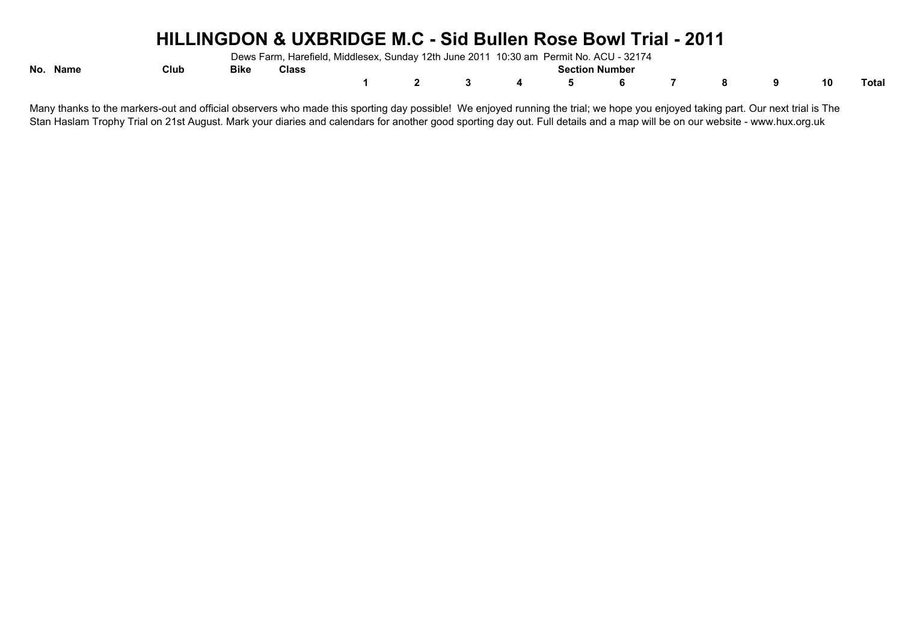# HILLINGDON & UXBRIDGE M.C - Sid Bullen Rose Bowl Trial - 2011

Dews Farm, Harefield, Middlesex, Sunday 12th June 2011 10:30 am Permit No. ACU - 32174

| No. | Name | Club | Bike | Class | Section Number | | | | | | | | | | Total |
|---|---|---|---|---|---|---|---|---|---|---|---|---|---|---|---|
| | | | | | 1 | 2 | 3 | 4 | 5 | 6 | 7 | 8 | 9 | 10 | |

Many thanks to the markers-out and official observers who made this sporting day possible! We enjoyed running the trial; we hope you enjoyed taking part. Our next trial is The Stan Haslam Trophy Trial on 21st August. Mark your diaries and calendars for another good sporting day out. Full details and a map will be on our website - www.hux.org.uk